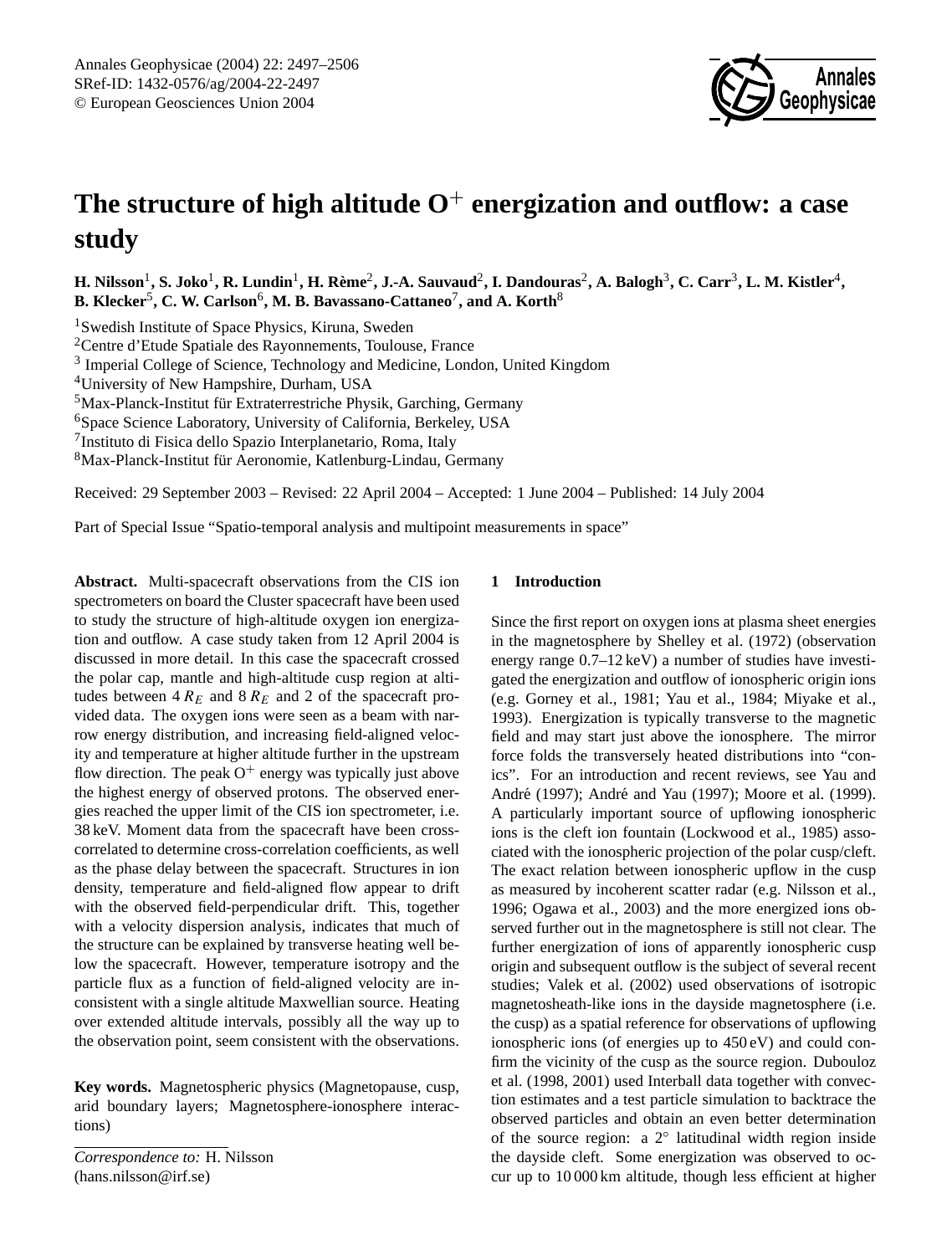# The structure of high altitude $O^+$ energization and outflow: a case study

**H. Nilsson[1], S. Joko[1], R. Lundin[1], H. Rème[2], J.-A. Sauvaud[2], I. Dandouras[2], A. Balogh[3], C. Carr[3], L. M. Kistler[4], B. Klecker[5], C. W. Carlson[6], M. B. Bavassano-Cattaneo[7], and A. Korth[8]**

[1] Swedish Institute of Space Physics, Kiruna, Sweden
[2] Centre d'Etude Spatiale des Rayonnements, Toulouse, France
[3] Imperial College of Science, Technology and Medicine, London, United Kingdom
[4] University of New Hampshire, Durham, USA
[5] Max-Planck-Institut für Extraterrestriche Physik, Garching, Germany
[6] Space Science Laboratory, University of California, Berkeley, USA
[7] Instituto di Fisica dello Spazio Interplanetario, Roma, Italy
[8] Max-Planck-Institut für Aeronomie, Katlenburg-Lindau, Germany

Received: 29 September 2003 – Revised: 22 April 2004 – Accepted: 1 June 2004 – Published: 14 July 2004

Part of Special Issue "Spatio-temporal analysis and multipoint measurements in space"

**Abstract.** Multi-spacecraft observations from the CIS ion spectrometers on board the Cluster spacecraft have been used to study the structure of high-altitude oxygen ion energization and outflow. A case study taken from 12 April 2004 is discussed in more detail. In this case the spacecraft crossed the polar cap, mantle and high-altitude cusp region at altitudes between 4 $R_E$ and 8 $R_E$ and 2 of the spacecraft provided data. The oxygen ions were seen as a beam with narrow energy distribution, and increasing field-aligned velocity and temperature at higher altitude further in the upstream flow direction. The peak $O^+$ energy was typically just above the highest energy of observed protons. The observed energies reached the upper limit of the CIS ion spectrometer, i.e. 38 keV. Moment data from the spacecraft have been cross-correlated to determine cross-correlation coefficients, as well as the phase delay between the spacecraft. Structures in ion density, temperature and field-aligned flow appear to drift with the observed field-perpendicular drift. This, together with a velocity dispersion analysis, indicates that much of the structure can be explained by transverse heating well below the spacecraft. However, temperature isotropy and the particle flux as a function of field-aligned velocity are inconsistent with a single altitude Maxwellian source. Heating over extended altitude intervals, possibly all the way up to the observation point, seem consistent with the observations.

**Key words.** Magnetospheric physics (Magnetopause, cusp, arid boundary layers; Magnetosphere-ionosphere interactions)

*Correspondence to:* H. Nilsson
(hans.nilsson@irf.se)

## 1 Introduction

Since the first report on oxygen ions at plasma sheet energies in the magnetosphere by Shelley et al. (1972) (observation energy range 0.7–12 keV) a number of studies have investigated the energization and outflow of ionospheric origin ions (e.g. Gorney et al., 1981; Yau et al., 1984; Miyake et al., 1993). Energization is typically transverse to the magnetic field and may start just above the ionosphere. The mirror force folds the transversely heated distributions into "conics". For an introduction and recent reviews, see Yau and André (1997); André and Yau (1997); Moore et al. (1999). A particularly important source of upflowing ionospheric ions is the cleft ion fountain (Lockwood et al., 1985) associated with the ionospheric projection of the polar cusp/cleft. The exact relation between ionospheric upflow in the cusp as measured by incoherent scatter radar (e.g. Nilsson et al., 1996; Ogawa et al., 2003) and the more energized ions observed further out in the magnetosphere is still not clear. The further energization of ions of apparently ionospheric cusp origin and subsequent outflow is the subject of several recent studies; Valek et al. (2002) used observations of isotropic magnetosheath-like ions in the dayside magnetosphere (i.e. the cusp) as a spatial reference for observations of upflowing ionospheric ions (of energies up to 450 eV) and could confirm the vicinity of the cusp as the source region. Dubouloz et al. (1998, 2001) used Interball data together with convection estimates and a test particle simulation to backtrace the observed particles and obtain an even better determination of the source region: a 2° latitudinal width region inside the dayside cleft. Some energization was observed to occur up to 10 000 km altitude, though less efficient at higher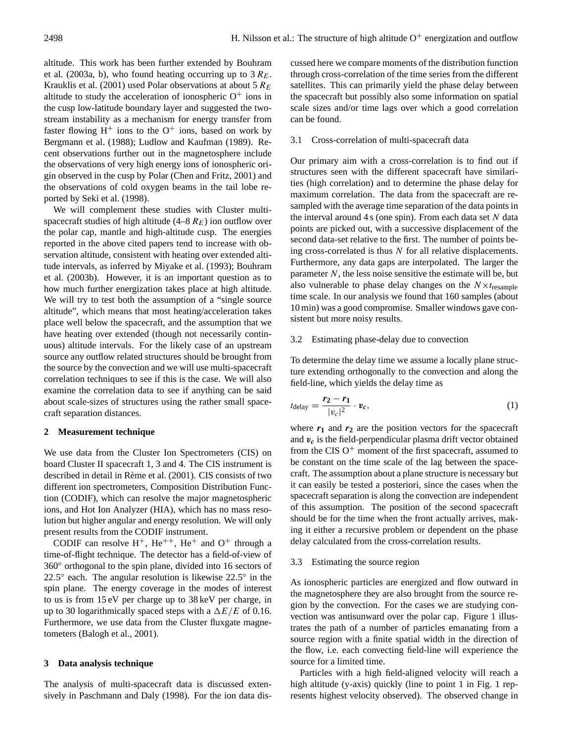altitude. This work has been further extended by Bouhram et al. (2003a, b), who found heating occurring up to 3 $R_E$. Krauklis et al. (2001) used Polar observations at about 5 $R_E$ altitude to study the acceleration of ionospheric $O^+$ ions in the cusp low-latitude boundary layer and suggested the two-stream instability as a mechanism for energy transfer from faster flowing $H^+$ ions to the $O^+$ ions, based on work by Bergmann et al. (1988); Ludlow and Kaufman (1989). Recent observations further out in the magnetosphere include the observations of very high energy ions of ionospheric origin observed in the cusp by Polar (Chen and Fritz, 2001) and the observations of cold oxygen beams in the tail lobe reported by Seki et al. (1998).

We will complement these studies with Cluster multi-spacecraft studies of high altitude (4–8 $R_E$) ion outflow over the polar cap, mantle and high-altitude cusp. The energies reported in the above cited papers tend to increase with observation altitude, consistent with heating over extended altitude intervals, as inferred by Miyake et al. (1993); Bouhram et al. (2003b). However, it is an important question as to how much further energization takes place at high altitude. We will try to test both the assumption of a "single source altitude", which means that most heating/acceleration takes place well below the spacecraft, and the assumption that we have heating over extended (though not necessarily continuous) altitude intervals. For the likely case of an upstream source any outflow related structures should be brought from the source by the convection and we will use multi-spacecraft correlation techniques to see if this is the case. We will also examine the correlation data to see if anything can be said about scale-sizes of structures using the rather small spacecraft separation distances.

## 2 Measurement technique

We use data from the Cluster Ion Spectrometers (CIS) on board Cluster II spacecraft 1, 3 and 4. The CIS instrument is described in detail in Rème et al. (2001). CIS consists of two different ion spectrometers, Composition Distribution Function (CODIF), which can resolve the major magnetospheric ions, and Hot Ion Analyzer (HIA), which has no mass resolution but higher angular and energy resolution. We will only present results from the CODIF instrument.

CODIF can resolve $H^+$, $He^{++}$, $He^+$ and $O^+$ through a time-of-flight technique. The detector has a field-of-view of 360° orthogonal to the spin plane, divided into 16 sectors of 22.5° each. The angular resolution is likewise 22.5° in the spin plane. The energy coverage in the modes of interest to us is from 15 eV per charge up to 38 keV per charge, in up to 30 logarithmically spaced steps with a $\Delta E/E$ of 0.16. Furthermore, we use data from the Cluster fluxgate magnetometers (Balogh et al., 2001).

## 3 Data analysis technique

The analysis of multi-spacecraft data is discussed extensively in Paschmann and Daly (1998). For the ion data discussed here we compare moments of the distribution function through cross-correlation of the time series from the different satellites. This can primarily yield the phase delay between the spacecraft but possibly also some information on spatial scale sizes and/or time lags over which a good correlation can be found.

### 3.1 Cross-correlation of multi-spacecraft data

Our primary aim with a cross-correlation is to find out if structures seen with the different spacecraft have similarities (high correlation) and to determine the phase delay for maximum correlation. The data from the spacecraft are resampled with the average time separation of the data points in the interval around 4 s (one spin). From each data set $N$ data points are picked out, with a successive displacement of the second data-set relative to the first. The number of points being cross-correlated is thus $N$ for all relative displacements. Furthermore, any data gaps are interpolated. The larger the parameter $N$, the less noise sensitive the estimate will be, but also vulnerable to phase delay changes on the $N \times t_{\mathrm{resample}}$ time scale. In our analysis we found that 160 samples (about 10 min) was a good compromise. Smaller windows gave consistent but more noisy results.

### 3.2 Estimating phase-delay due to convection

To determine the delay time we assume a locally plane structure extending orthogonally to the convection and along the field-line, which yields the delay time as

$$t_{\mathrm{delay}} = \frac{\boldsymbol{r_2} - \boldsymbol{r_1}}{|v_c|^2} \cdot \boldsymbol{v_c}, \tag{1}$$

where $\boldsymbol{r_1}$ and $\boldsymbol{r_2}$ are the position vectors for the spacecraft and $\boldsymbol{v_c}$ is the field-perpendicular plasma drift vector obtained from the CIS $O^+$ moment of the first spacecraft, assumed to be constant on the time scale of the lag between the spacecraft. The assumption about a plane structure is necessary but it can easily be tested a posteriori, since the cases when the spacecraft separation is along the convection are independent of this assumption. The position of the second spacecraft should be for the time when the front actually arrives, making it either a recursive problem or dependent on the phase delay calculated from the cross-correlation results.

### 3.3 Estimating the source region

As ionospheric particles are energized and flow outward in the magnetosphere they are also brought from the source region by the convection. For the cases we are studying convection was antisunward over the polar cap. Figure 1 illustrates the path of a number of particles emanating from a source region with a finite spatial width in the direction of the flow, i.e. each convecting field-line will experience the source for a limited time.

Particles with a high field-aligned velocity will reach a high altitude (y-axis) quickly (line to point 1 in Fig. 1 represents highest velocity observed). The observed change in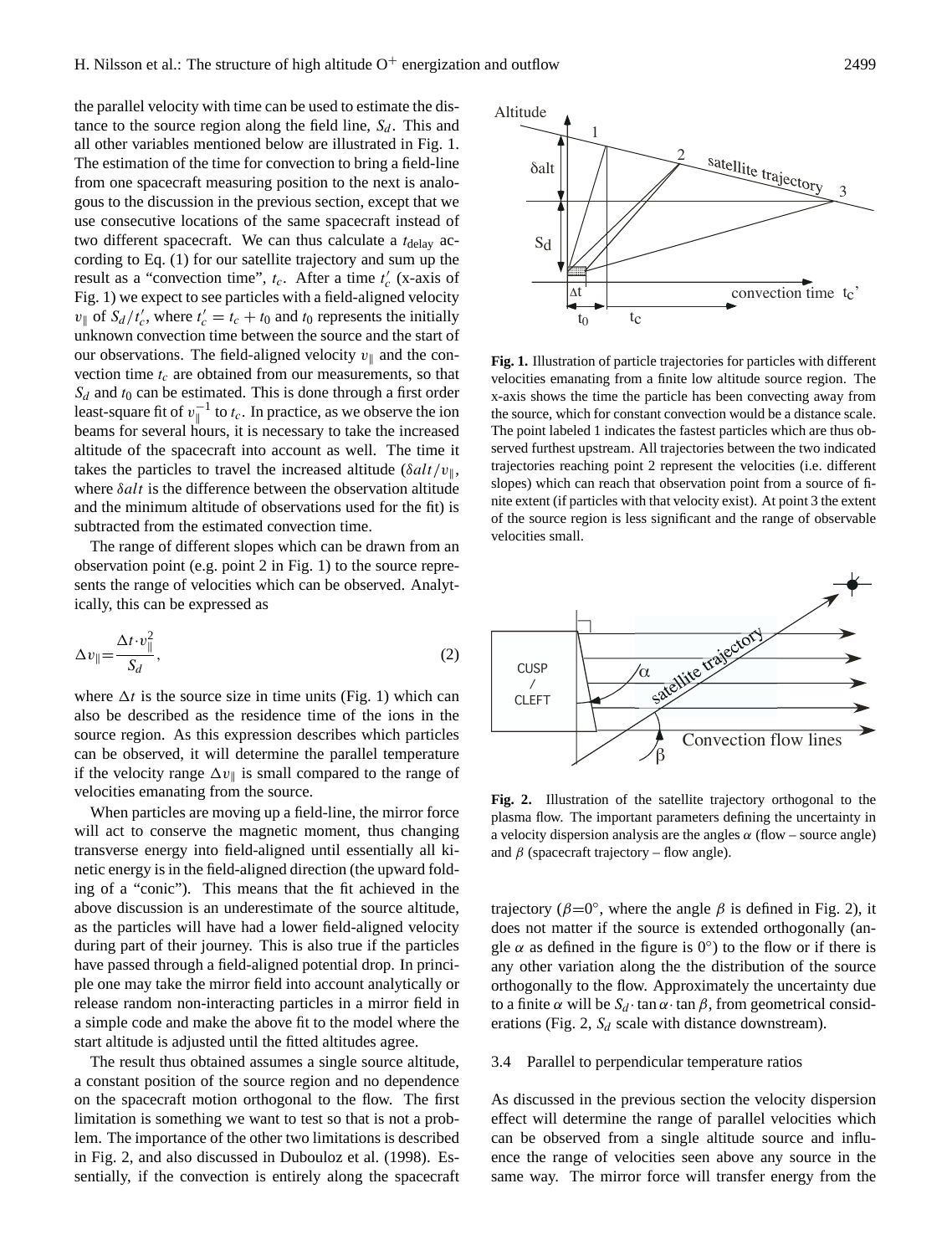the parallel velocity with time can be used to estimate the distance to the source region along the field line, $S_d$. This and all other variables mentioned below are illustrated in Fig. 1. The estimation of the time for convection to bring a field-line from one spacecraft measuring position to the next is analogous to the discussion in the previous section, except that we use consecutive locations of the same spacecraft instead of two different spacecraft. We can thus calculate a $t_{\text{delay}}$ according to Eq. (1) for our satellite trajectory and sum up the result as a "convection time", $t_c$. After a time $t_c'$ (x-axis of Fig. 1) we expect to see particles with a field-aligned velocity $v_\parallel$ of $S_d/t_c'$, where $t_c' = t_c + t_0$ and $t_0$ represents the initially unknown convection time between the source and the start of our observations. The field-aligned velocity $v_\parallel$ and the convection time $t_c$ are obtained from our measurements, so that $S_d$ and $t_0$ can be estimated. This is done through a first order least-square fit of $v_\parallel^{-1}$ to $t_c$. In practice, as we observe the ion beams for several hours, it is necessary to take the increased altitude of the spacecraft into account as well. The time it takes the particles to travel the increased altitude ($\delta alt/v_\parallel$, where $\delta alt$ is the difference between the observation altitude and the minimum altitude of observations used for the fit) is subtracted from the estimated convection time.

The range of different slopes which can be drawn from an observation point (e.g. point 2 in Fig. 1) to the source represents the range of velocities which can be observed. Analytically, this can be expressed as

$$\Delta v_\parallel = \frac{\Delta t \cdot v_\parallel^2}{S_d}, \tag{2}$$

where $\Delta t$ is the source size in time units (Fig. 1) which can also be described as the residence time of the ions in the source region. As this expression describes which particles can be observed, it will determine the parallel temperature if the velocity range $\Delta v_\parallel$ is small compared to the range of velocities emanating from the source.

When particles are moving up a field-line, the mirror force will act to conserve the magnetic moment, thus changing transverse energy into field-aligned until essentially all kinetic energy is in the field-aligned direction (the upward folding of a "conic"). This means that the fit achieved in the above discussion is an underestimate of the source altitude, as the particles will have had a lower field-aligned velocity during part of their journey. This is also true if the particles have passed through a field-aligned potential drop. In principle one may take the mirror field into account analytically or release random non-interacting particles in a mirror field in a simple code and make the above fit to the model where the start altitude is adjusted until the fitted altitudes agree.

The result thus obtained assumes a single source altitude, a constant position of the source region and no dependence on the spacecraft motion orthogonal to the flow. The first limitation is something we want to test so that is not a problem. The importance of the other two limitations is described in Fig. 2, and also discussed in Dubouloz et al. (1998). Essentially, if the convection is entirely along the spacecraft trajectory ($\beta$=0°, where the angle $\beta$ is defined in Fig. 2), it does not matter if the source is extended orthogonally (angle $\alpha$ as defined in the figure is 0°) to the flow or if there is any other variation along the the distribution of the source orthogonally to the flow. Approximately the uncertainty due to a finite $\alpha$ will be $S_d \cdot \tan\alpha \cdot \tan\beta$, from geometrical considerations (Fig. 2, $S_d$ scale with distance downstream).

**Fig. 1.** Illustration of particle trajectories for particles with different velocities emanating from a finite low altitude source region. The x-axis shows the time the particle has been convecting away from the source, which for constant convection would be a distance scale. The point labeled 1 indicates the fastest particles which are thus observed furthest upstream. All trajectories between the two indicated trajectories reaching point 2 represent the velocities (i.e. different slopes) which can reach that observation point from a source of finite extent (if particles with that velocity exist). At point 3 the extent of the source region is less significant and the range of observable velocities small.

**Fig. 2.** Illustration of the satellite trajectory orthogonal to the plasma flow. The important parameters defining the uncertainty in a velocity dispersion analysis are the angles $\alpha$ (flow – source angle) and $\beta$ (spacecraft trajectory – flow angle).

### 3.4 Parallel to perpendicular temperature ratios

As discussed in the previous section the velocity dispersion effect will determine the range of parallel velocities which can be observed from a single altitude source and influence the range of velocities seen above any source in the same way. The mirror force will transfer energy from the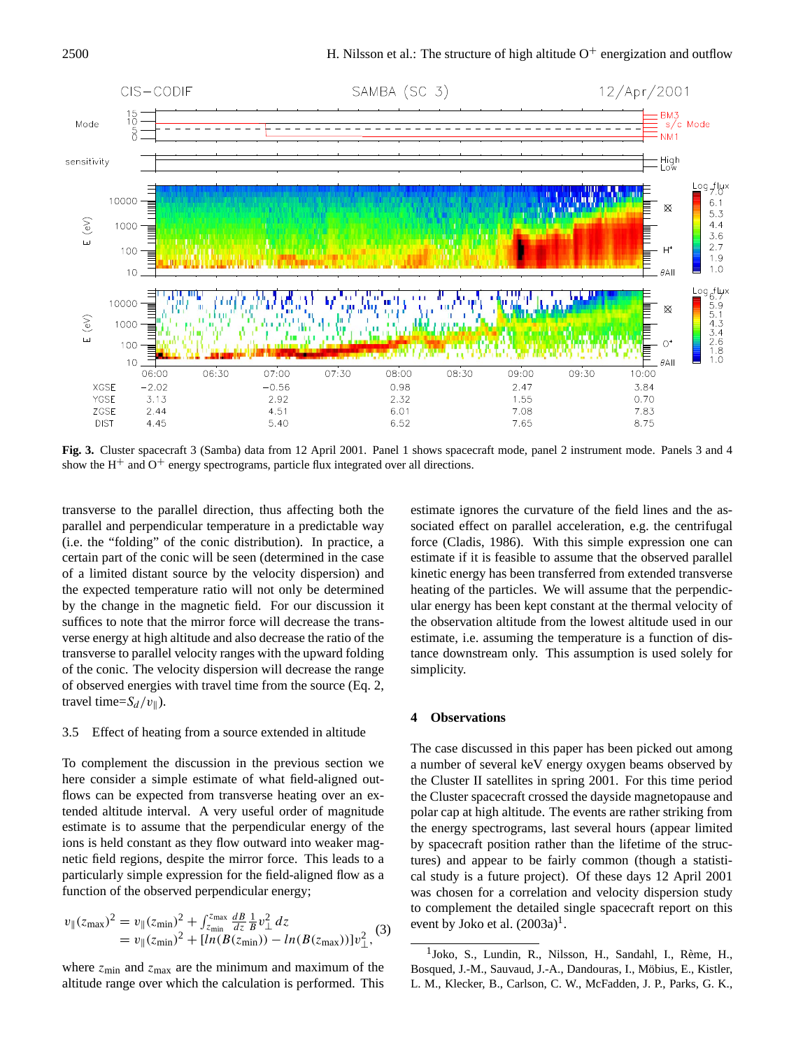**Fig. 3.** Cluster spacecraft 3 (Samba) data from 12 April 2001. Panel 1 shows spacecraft mode, panel 2 instrument mode. Panels 3 and 4 show the $H^+$ and $O^+$ energy spectrograms, particle flux integrated over all directions.

transverse to the parallel direction, thus affecting both the parallel and perpendicular temperature in a predictable way (i.e. the "folding" of the conic distribution). In practice, a certain part of the conic will be seen (determined in the case of a limited distant source by the velocity dispersion) and the expected temperature ratio will not only be determined by the change in the magnetic field. For our discussion it suffices to note that the mirror force will decrease the transverse energy at high altitude and also decrease the ratio of the transverse to parallel velocity ranges with the upward folding of the conic. The velocity dispersion will decrease the range of observed energies with travel time from the source (Eq. 2, travel time=$S_d/v_\parallel$).

### 3.5 Effect of heating from a source extended in altitude

To complement the discussion in the previous section we here consider a simple estimate of what field-aligned outflows can be expected from transverse heating over an extended altitude interval. A very useful order of magnitude estimate is to assume that the perpendicular energy of the ions is held constant as they flow outward into weaker magnetic field regions, despite the mirror force. This leads to a particularly simple expression for the field-aligned flow as a function of the observed perpendicular energy;

$$
\begin{aligned}
v_\parallel(z_{\max})^2 &= v_\parallel(z_{\min})^2 + \int_{z_{\min}}^{z_{\max}} \frac{dB}{dz}\frac{1}{B}v_\perp^2\, dz \\
&= v_\parallel(z_{\min})^2 + [ln(B(z_{\min})) - ln(B(z_{\max}))]v_\perp^2,
\end{aligned}
\quad (3)
$$

where $z_{\min}$ and $z_{\max}$ are the minimum and maximum of the altitude range over which the calculation is performed. This estimate ignores the curvature of the field lines and the associated effect on parallel acceleration, e.g. the centrifugal force (Cladis, 1986). With this simple expression one can estimate if it is feasible to assume that the observed parallel kinetic energy has been transferred from extended transverse heating of the particles. We will assume that the perpendicular energy has been kept constant at the thermal velocity of the observation altitude from the lowest altitude used in our estimate, i.e. assuming the temperature is a function of distance downstream only. This assumption is used solely for simplicity.

## 4 Observations

The case discussed in this paper has been picked out among a number of several keV energy oxygen beams observed by the Cluster II satellites in spring 2001. For this time period the Cluster spacecraft crossed the dayside magnetopause and polar cap at high altitude. The events are rather striking from the energy spectrograms, last several hours (appear limited by spacecraft position rather than the lifetime of the structures) and appear to be fairly common (though a statistical study is a future project). Of these days 12 April 2001 was chosen for a correlation and velocity dispersion study to complement the detailed single spacecraft report on this event by Joko et al. (2003a)[1].

[1] Joko, S., Lundin, R., Nilsson, H., Sandahl, I., Rème, H., Bosqued, J.-M., Sauvaud, J.-A., Dandouras, I., Möbius, E., Kistler, L. M., Klecker, B., Carlson, C. W., McFadden, J. P., Parks, G. K.,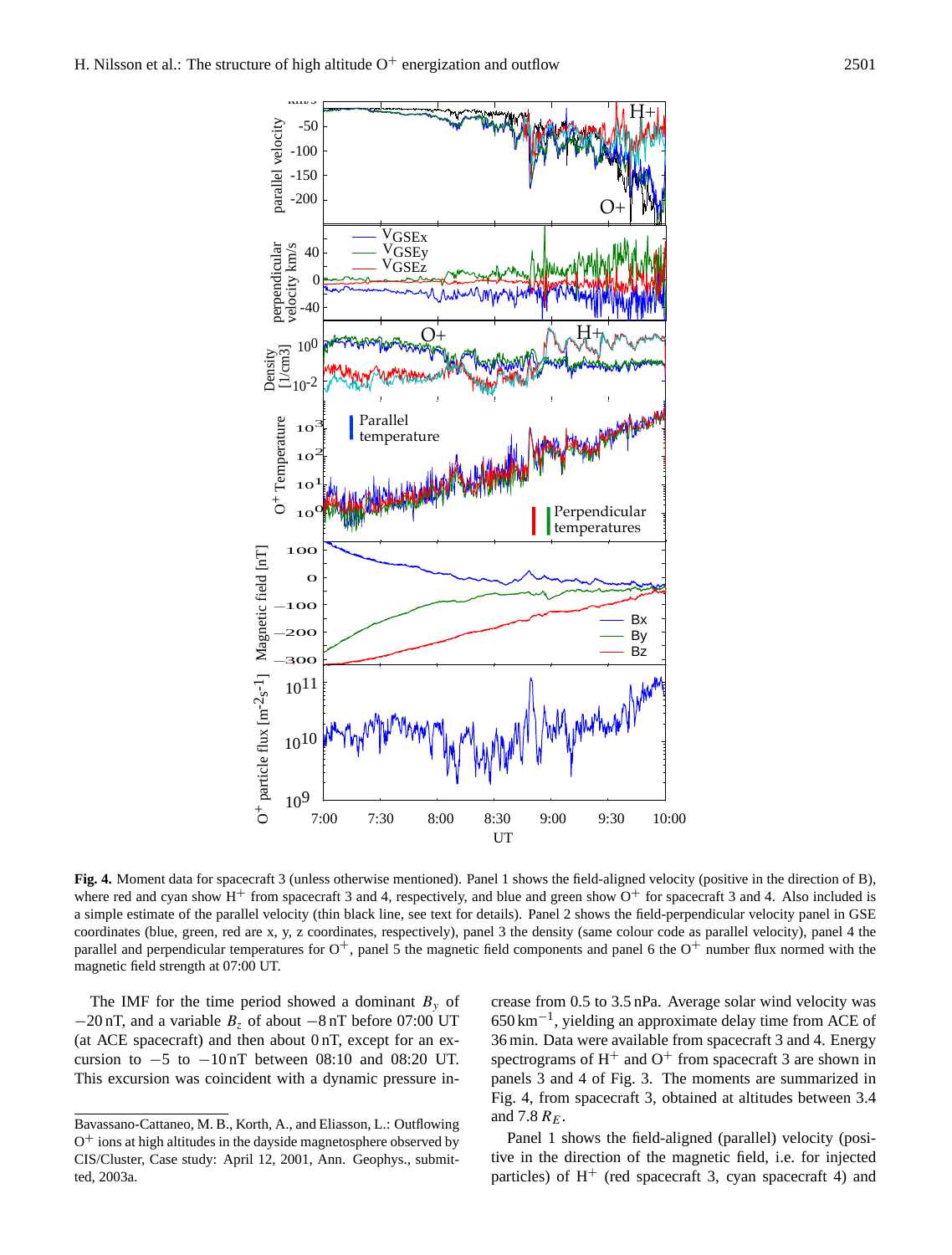**Fig. 4.** Moment data for spacecraft 3 (unless otherwise mentioned). Panel 1 shows the field-aligned velocity (positive in the direction of B), where red and cyan show $H^+$ from spacecraft 3 and 4, respectively, and blue and green show $O^+$ for spacecraft 3 and 4. Also included is a simple estimate of the parallel velocity (thin black line, see text for details). Panel 2 shows the field-perpendicular velocity panel in GSE coordinates (blue, green, red are x, y, z coordinates, respectively), panel 3 the density (same colour code as parallel velocity), panel 4 the parallel and perpendicular temperatures for $O^+$, panel 5 the magnetic field components and panel 6 the $O^+$ number flux normed with the magnetic field strength at 07:00 UT.

The IMF for the time period showed a dominant $B_y$ of $-20$ nT, and a variable $B_z$ of about $-8$ nT before 07:00 UT (at ACE spacecraft) and then about 0 nT, except for an excursion to $-5$ to $-10$ nT between 08:10 and 08:20 UT. This excursion was coincident with a dynamic pressure increase from 0.5 to 3.5 nPa. Average solar wind velocity was 650 $\mathrm{km}^{-1}$, yielding an approximate delay time from ACE of 36 min. Data were available from spacecraft 3 and 4. Energy spectrograms of $H^+$ and $O^+$ from spacecraft 3 are shown in panels 3 and 4 of Fig. 3. The moments are summarized in Fig. 4, from spacecraft 3, obtained at altitudes between 3.4 and 7.8 $R_E$.

Panel 1 shows the field-aligned (parallel) velocity (positive in the direction of the magnetic field, i.e. for injected particles) of $H^+$ (red spacecraft 3, cyan spacecraft 4) and

---

Bavassano-Cattaneo, M. B., Korth, A., and Eliasson, L.: Outflowing $O^+$ ions at high altitudes in the dayside magnetosphere observed by CIS/Cluster, Case study: April 12, 2001, Ann. Geophys., submitted, 2003a.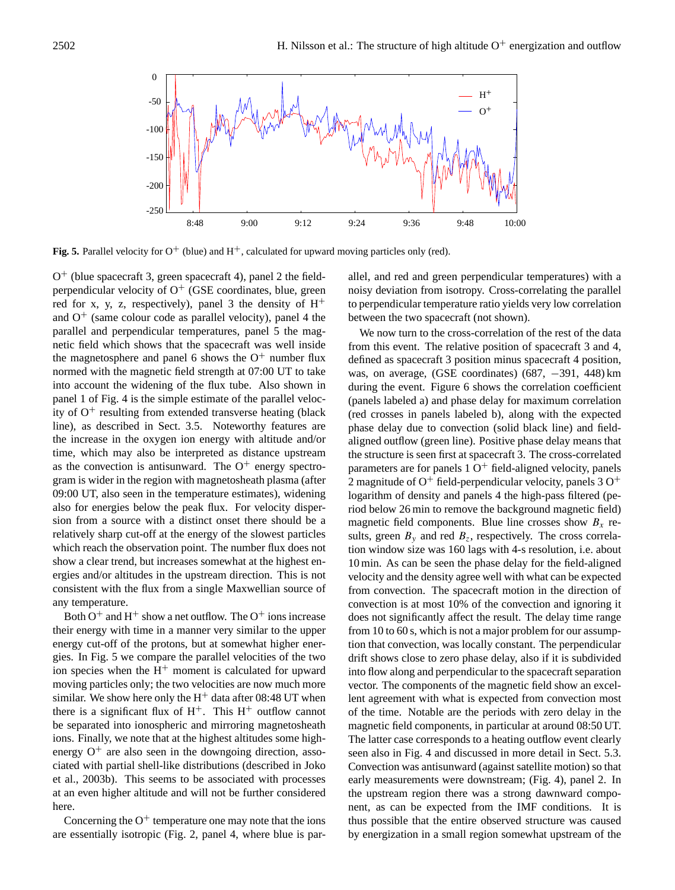**Fig. 5.** Parallel velocity for $O^+$ (blue) and $H^+$, calculated for upward moving particles only (red).

$O^+$ (blue spacecraft 3, green spacecraft 4), panel 2 the field-perpendicular velocity of $O^+$ (GSE coordinates, blue, green red for x, y, z, respectively), panel 3 the density of $H^+$ and $O^+$ (same colour code as parallel velocity), panel 4 the parallel and perpendicular temperatures, panel 5 the magnetic field which shows that the spacecraft was well inside the magnetosphere and panel 6 shows the $O^+$ number flux normed with the magnetic field strength at 07:00 UT to take into account the widening of the flux tube. Also shown in panel 1 of Fig. 4 is the simple estimate of the parallel velocity of $O^+$ resulting from extended transverse heating (black line), as described in Sect. 3.5. Noteworthy features are the increase in the oxygen ion energy with altitude and/or time, which may also be interpreted as distance upstream as the convection is antisunward. The $O^+$ energy spectrogram is wider in the region with magnetosheath plasma (after 09:00 UT, also seen in the temperature estimates), widening also for energies below the peak flux. For velocity dispersion from a source with a distinct onset there should be a relatively sharp cut-off at the energy of the slowest particles which reach the observation point. The number flux does not show a clear trend, but increases somewhat at the highest energies and/or altitudes in the upstream direction. This is not consistent with the flux from a single Maxwellian source of any temperature.

Both $O^+$ and $H^+$ show a net outflow. The $O^+$ ions increase their energy with time in a manner very similar to the upper energy cut-off of the protons, but at somewhat higher energies. In Fig. 5 we compare the parallel velocities of the two ion species when the $H^+$ moment is calculated for upward moving particles only; the two velocities are now much more similar. We show here only the $H^+$ data after 08:48 UT when there is a significant flux of $H^+$. This $H^+$ outflow cannot be separated into ionospheric and mirroring magnetosheath ions. Finally, we note that at the highest altitudes some high-energy $O^+$ are also seen in the downgoing direction, associated with partial shell-like distributions (described in Joko et al., 2003b). This seems to be associated with processes at an even higher altitude and will not be further considered here.

Concerning the $O^+$ temperature one may note that the ions are essentially isotropic (Fig. 2, panel 4, where blue is parallel, and red and green perpendicular temperatures) with a noisy deviation from isotropy. Cross-correlating the parallel to perpendicular temperature ratio yields very low correlation between the two spacecraft (not shown).

We now turn to the cross-correlation of the rest of the data from this event. The relative position of spacecraft 3 and 4, defined as spacecraft 3 position minus spacecraft 4 position, was, on average, (GSE coordinates) (687, −391, 448) km during the event. Figure 6 shows the correlation coefficient (panels labeled a) and phase delay for maximum correlation (red crosses in panels labeled b), along with the expected phase delay due to convection (solid black line) and field-aligned outflow (green line). Positive phase delay means that the structure is seen first at spacecraft 3. The cross-correlated parameters are for panels 1 $O^+$ field-aligned velocity, panels 2 magnitude of $O^+$ field-perpendicular velocity, panels 3 $O^+$ logarithm of density and panels 4 the high-pass filtered (period below 26 min to remove the background magnetic field) magnetic field components. Blue line crosses show $B_x$ results, green $B_y$ and red $B_z$, respectively. The cross correlation window size was 160 lags with 4-s resolution, i.e. about 10 min. As can be seen the phase delay for the field-aligned velocity and the density agree well with what can be expected from convection. The spacecraft motion in the direction of convection is at most 10% of the convection and ignoring it does not significantly affect the result. The delay time range from 10 to 60 s, which is not a major problem for our assumption that convection, was locally constant. The perpendicular drift shows close to zero phase delay, also if it is subdivided into flow along and perpendicular to the spacecraft separation vector. The components of the magnetic field show an excellent agreement with what is expected from convection most of the time. Notable are the periods with zero delay in the magnetic field components, in particular at around 08:50 UT. The latter case corresponds to a heating outflow event clearly seen also in Fig. 4 and discussed in more detail in Sect. 5.3. Convection was antisunward (against satellite motion) so that early measurements were downstream; (Fig. 4), panel 2. In the upstream region there was a strong dawnward component, as can be expected from the IMF conditions. It is thus possible that the entire observed structure was caused by energization in a small region somewhat upstream of the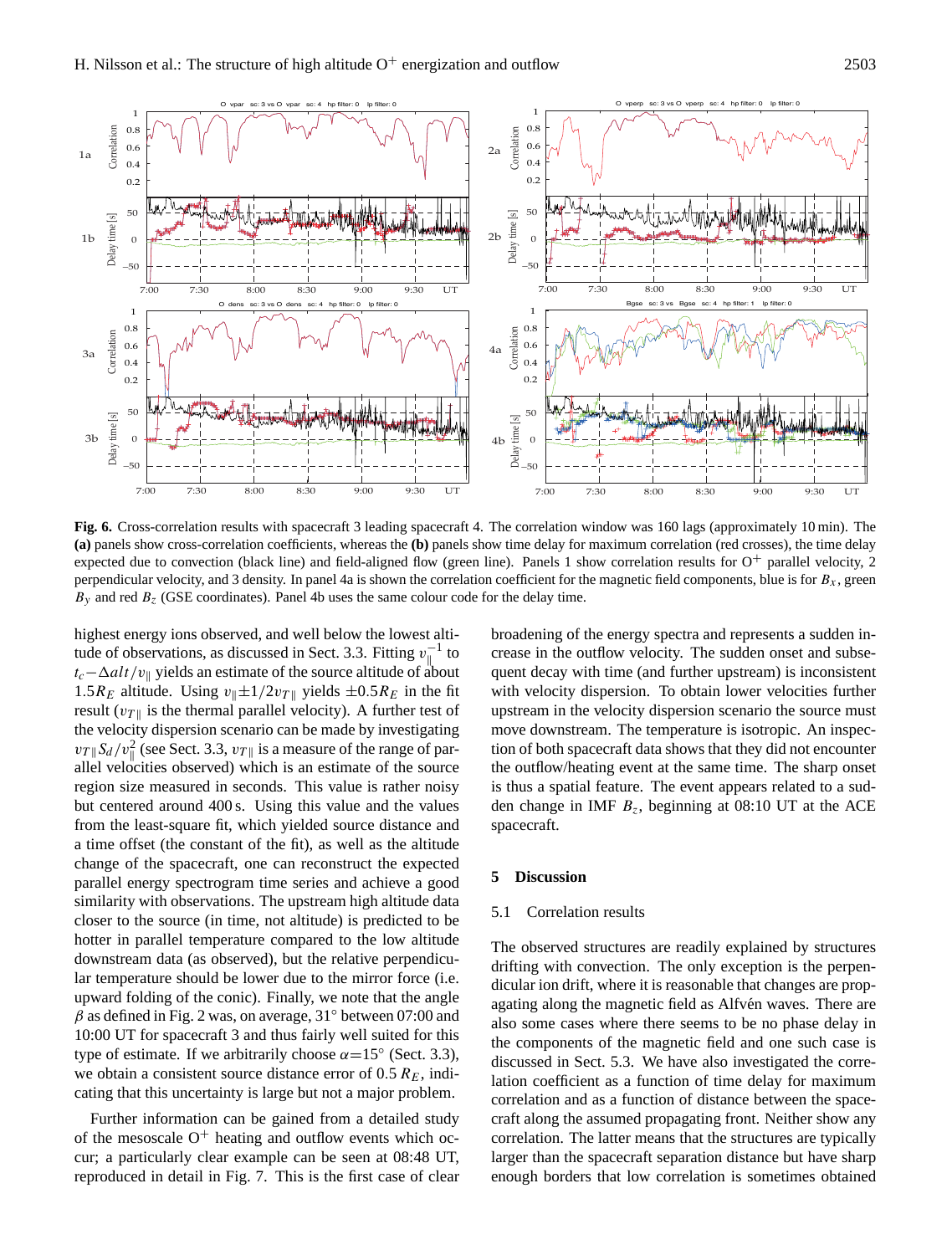**Fig. 6.** Cross-correlation results with spacecraft 3 leading spacecraft 4. The correlation window was 160 lags (approximately 10 min). The **(a)** panels show cross-correlation coefficients, whereas the **(b)** panels show time delay for maximum correlation (red crosses), the time delay expected due to convection (black line) and field-aligned flow (green line). Panels 1 show correlation results for $O^+$ parallel velocity, 2 perpendicular velocity, and 3 density. In panel 4a is shown the correlation coefficient for the magnetic field components, blue is for $B_x$, green $B_y$ and red $B_z$ (GSE coordinates). Panel 4b uses the same colour code for the delay time.

highest energy ions observed, and well below the lowest altitude of observations, as discussed in Sect. 3.3. Fitting $v_\parallel^{-1}$ to $t_c - \Delta alt/v_\parallel$ yields an estimate of the source altitude of about $1.5 R_E$ altitude. Using $v_\parallel \pm 1/2 v_{T\parallel}$ yields $\pm 0.5 R_E$ in the fit result ($v_{T\parallel}$ is the thermal parallel velocity). A further test of the velocity dispersion scenario can be made by investigating $v_{T\parallel} S_d / v_\parallel^2$ (see Sect. 3.3, $v_{T\parallel}$ is a measure of the range of parallel velocities observed) which is an estimate of the source region size measured in seconds. This value is rather noisy but centered around 400 s. Using this value and the values from the least-square fit, which yielded source distance and a time offset (the constant of the fit), as well as the altitude change of the spacecraft, one can reconstruct the expected parallel energy spectrogram time series and achieve a good similarity with observations. The upstream high altitude data closer to the source (in time, not altitude) is predicted to be hotter in parallel temperature compared to the low altitude downstream data (as observed), but the relative perpendicular temperature should be lower due to the mirror force (i.e. upward folding of the conic). Finally, we note that the angle $\beta$ as defined in Fig. 2 was, on average, 31° between 07:00 and 10:00 UT for spacecraft 3 and thus fairly well suited for this type of estimate. If we arbitrarily choose $\alpha$=15° (Sect. 3.3), we obtain a consistent source distance error of 0.5 $R_E$, indicating that this uncertainty is large but not a major problem.

Further information can be gained from a detailed study of the mesoscale $O^+$ heating and outflow events which occur; a particularly clear example can be seen at 08:48 UT, reproduced in detail in Fig. 7. This is the first case of clear broadening of the energy spectra and represents a sudden increase in the outflow velocity. The sudden onset and subsequent decay with time (and further upstream) is inconsistent with velocity dispersion. To obtain lower velocities further upstream in the velocity dispersion scenario the source must move downstream. The temperature is isotropic. An inspection of both spacecraft data shows that they did not encounter the outflow/heating event at the same time. The sharp onset is thus a spatial feature. The event appears related to a sudden change in IMF $B_z$, beginning at 08:10 UT at the ACE spacecraft.

## 5 Discussion

### 5.1 Correlation results

The observed structures are readily explained by structures drifting with convection. The only exception is the perpendicular ion drift, where it is reasonable that changes are propagating along the magnetic field as Alfvén waves. There are also some cases where there seems to be no phase delay in the components of the magnetic field and one such case is discussed in Sect. 5.3. We have also investigated the correlation coefficient as a function of time delay for maximum correlation and as a function of distance between the spacecraft along the assumed propagating front. Neither show any correlation. The latter means that the structures are typically larger than the spacecraft separation distance but have sharp enough borders that low correlation is sometimes obtained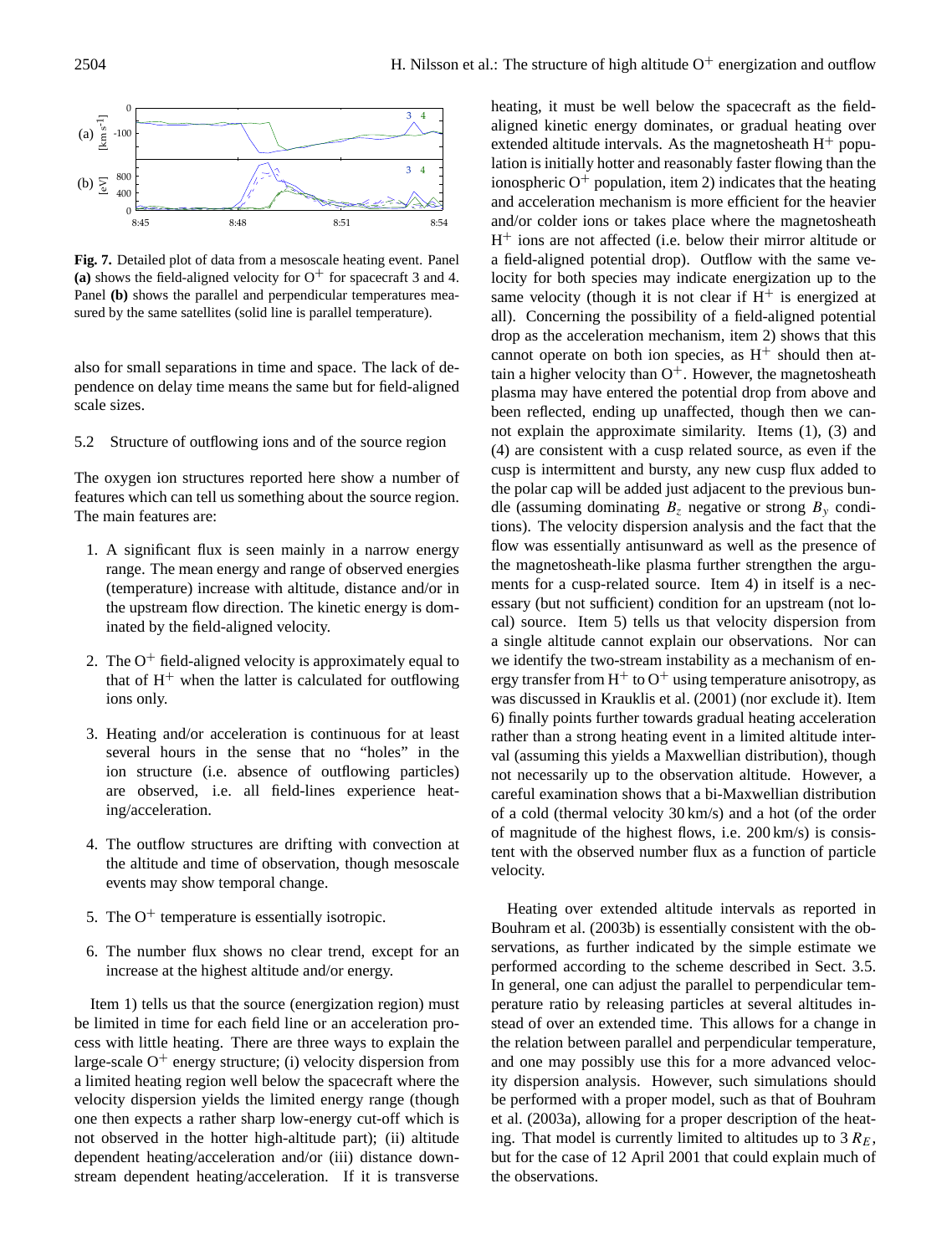**Fig. 7.** Detailed plot of data from a mesoscale heating event. Panel **(a)** shows the field-aligned velocity for $O^+$ for spacecraft 3 and 4. Panel **(b)** shows the parallel and perpendicular temperatures measured by the same satellites (solid line is parallel temperature).

also for small separations in time and space. The lack of dependence on delay time means the same but for field-aligned scale sizes.

### 5.2 Structure of outflowing ions and of the source region

The oxygen ion structures reported here show a number of features which can tell us something about the source region. The main features are:

1. A significant flux is seen mainly in a narrow energy range. The mean energy and range of observed energies (temperature) increase with altitude, distance and/or in the upstream flow direction. The kinetic energy is dominated by the field-aligned velocity.

2. The $O^+$ field-aligned velocity is approximately equal to that of $H^+$ when the latter is calculated for outflowing ions only.

3. Heating and/or acceleration is continuous for at least several hours in the sense that no "holes" in the ion structure (i.e. absence of outflowing particles) are observed, i.e. all field-lines experience heating/acceleration.

4. The outflow structures are drifting with convection at the altitude and time of observation, though mesoscale events may show temporal change.

5. The $O^+$ temperature is essentially isotropic.

6. The number flux shows no clear trend, except for an increase at the highest altitude and/or energy.

Item 1) tells us that the source (energization region) must be limited in time for each field line or an acceleration process with little heating. There are three ways to explain the large-scale $O^+$ energy structure; (i) velocity dispersion from a limited heating region well below the spacecraft where the velocity dispersion yields the limited energy range (though one then expects a rather sharp low-energy cut-off which is not observed in the hotter high-altitude part); (ii) altitude dependent heating/acceleration and/or (iii) distance downstream dependent heating/acceleration. If it is transverse heating, it must be well below the spacecraft as the field-aligned kinetic energy dominates, or gradual heating over extended altitude intervals. As the magnetosheath $H^+$ population is initially hotter and reasonably faster flowing than the ionospheric $O^+$ population, item 2) indicates that the heating and acceleration mechanism is more efficient for the heavier and/or colder ions or takes place where the magnetosheath $H^+$ ions are not affected (i.e. below their mirror altitude or a field-aligned potential drop). Outflow with the same velocity for both species may indicate energization up to the same velocity (though it is not clear if $H^+$ is energized at all). Concerning the possibility of a field-aligned potential drop as the acceleration mechanism, item 2) shows that this cannot operate on both ion species, as $H^+$ should then attain a higher velocity than $O^+$. However, the magnetosheath plasma may have entered the potential drop from above and been reflected, ending up unaffected, though then we cannot explain the approximate similarity. Items (1), (3) and (4) are consistent with a cusp related source, as even if the cusp is intermittent and bursty, any new cusp flux added to the polar cap will be added just adjacent to the previous bundle (assuming dominating $B_z$ negative or strong $B_y$ conditions). The velocity dispersion analysis and the fact that the flow was essentially antisunward as well as the presence of the magnetosheath-like plasma further strengthen the arguments for a cusp-related source. Item 4) in itself is a necessary (but not sufficient) condition for an upstream (not local) source. Item 5) tells us that velocity dispersion from a single altitude cannot explain our observations. Nor can we identify the two-stream instability as a mechanism of energy transfer from $H^+$ to $O^+$ using temperature anisotropy, as was discussed in Krauklis et al. (2001) (nor exclude it). Item 6) finally points further towards gradual heating acceleration rather than a strong heating event in a limited altitude interval (assuming this yields a Maxwellian distribution), though not necessarily up to the observation altitude. However, a careful examination shows that a bi-Maxwellian distribution of a cold (thermal velocity 30 km/s) and a hot (of the order of magnitude of the highest flows, i.e. 200 km/s) is consistent with the observed number flux as a function of particle velocity.

Heating over extended altitude intervals as reported in Bouhram et al. (2003b) is essentially consistent with the observations, as further indicated by the simple estimate we performed according to the scheme described in Sect. 3.5. In general, one can adjust the parallel to perpendicular temperature ratio by releasing particles at several altitudes instead of over an extended time. This allows for a change in the relation between parallel and perpendicular temperature, and one may possibly use this for a more advanced velocity dispersion analysis. However, such simulations should be performed with a proper model, such as that of Bouhram et al. (2003a), allowing for a proper description of the heating. That model is currently limited to altitudes up to 3 $R_E$, but for the case of 12 April 2001 that could explain much of the observations.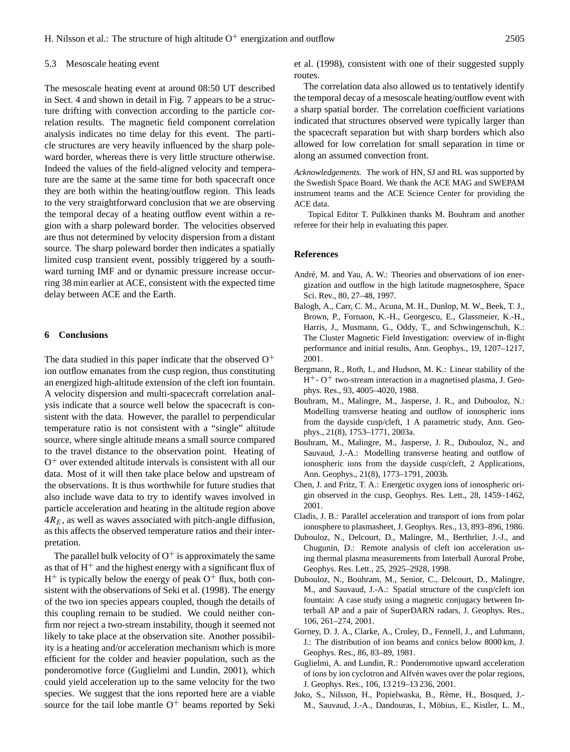### 5.3 Mesoscale heating event

The mesoscale heating event at around 08:50 UT described in Sect. 4 and shown in detail in Fig. 7 appears to be a structure drifting with convection according to the particle correlation results. The magnetic field component correlation analysis indicates no time delay for this event. The particle structures are very heavily influenced by the sharp poleward border, whereas there is very little structure otherwise. Indeed the values of the field-aligned velocity and temperature are the same at the same time for both spacecraft once they are both within the heating/outflow region. This leads to the very straightforward conclusion that we are observing the temporal decay of a heating outflow event within a region with a sharp poleward border. The velocities observed are thus not determined by velocity dispersion from a distant source. The sharp poleward border then indicates a spatially limited cusp transient event, possibly triggered by a southward turning IMF and or dynamic pressure increase occurring 38 min earlier at ACE, consistent with the expected time delay between ACE and the Earth.

## 6 Conclusions

The data studied in this paper indicate that the observed $O^+$ ion outflow emanates from the cusp region, thus constituting an energized high-altitude extension of the cleft ion fountain. A velocity dispersion and multi-spacecraft correlation analysis indicate that a source well below the spacecraft is consistent with the data. However, the parallel to perpendicular temperature ratio is not consistent with a “single” altitude source, where single altitude means a small source compared to the travel distance to the observation point. Heating of $O^+$ over extended altitude intervals is consistent with all our data. Most of it will then take place below and upstream of the observations. It is thus worthwhile for future studies that also include wave data to try to identify waves involved in particle acceleration and heating in the altitude region above $4R_E$, as well as waves associated with pitch-angle diffusion, as this affects the observed temperature ratios and their interpretation.

The parallel bulk velocity of $O^+$ is approximately the same as that of $H^+$ and the highest energy with a significant flux of $H^+$ is typically below the energy of peak $O^+$ flux, both consistent with the observations of Seki et al. (1998). The energy of the two ion species appears coupled, though the details of this coupling remain to be studied. We could neither confirm nor reject a two-stream instability, though it seemed not likely to take place at the observation site. Another possibility is a heating and/or acceleration mechanism which is more efficient for the colder and heavier population, such as the ponderomotive force (Guglielmi and Lundin, 2001), which could yield acceleration up to the same velocity for the two species. We suggest that the ions reported here are a viable source for the tail lobe mantle $O^+$ beams reported by Seki et al. (1998), consistent with one of their suggested supply routes.

The correlation data also allowed us to tentatively identify the temporal decay of a mesoscale heating/outflow event with a sharp spatial border. The correlation coefficient variations indicated that structures observed were typically larger than the spacecraft separation but with sharp borders which also allowed for low correlation for small separation in time or along an assumed convection front.

*Acknowledgements.* The work of HN, SJ and RL was supported by the Swedish Space Board. We thank the ACE MAG and SWEPAM instrument teams and the ACE Science Center for providing the ACE data.

Topical Editor T. Pulkkinen thanks M. Bouhram and another referee for their help in evaluating this paper.

## References

André, M. and Yau, A. W.: Theories and observations of ion energization and outflow in the high latitude magnetosphere, Space Sci. Rev., 80, 27–48, 1997.

Balogh, A., Carr, C. M., Acuna, M. H., Dunlop, M. W., Beek, T. J., Brown, P., Fornaon, K.-H., Georgescu, E., Glassmeier, K.-H., Harris, J., Musmann, G., Oddy, T., and Schwingenschuh, K.: The Cluster Magnetic Field Investigation: overview of in-flight performance and initial results, Ann. Geophys., 19, 1207–1217, 2001.

Bergmann, R., Roth, I., and Hudson, M. K.: Linear stability of the $H^+$- $O^+$ two-stream interaction in a magnetised plasma, J. Geophys. Res., 93, 4005–4020, 1988.

Bouhram, M., Malingre, M., Jasperse, J. R., and Dubouloz, N.: Modelling transverse heating and outflow of ionospheric ions from the dayside cusp/cleft, 1 A parametric study, Ann. Geophys., 21(8), 1753–1771, 2003a.

Bouhram, M., Malingre, M., Jasperse, J. R., Dubouloz, N., and Sauvaud, J.-A.: Modelling transverse heating and outflow of ionospheric ions from the dayside cusp/cleft, 2 Applications, Ann. Geophys., 21(8), 1773–1791, 2003b.

Chen, J. and Fritz, T. A.: Energetic oxygen ions of ionospheric origin observed in the cusp, Geophys. Res. Lett., 28, 1459–1462, 2001.

Cladis, J. B.: Parallel acceleration and transport of ions from polar ionosphere to plasmasheet, J. Geophys. Res., 13, 893–896, 1986.

Dubouloz, N., Delcourt, D., Malingre, M., Berthrlier, J.-J., and Chugunin, D.: Remote analysis of cleft ion acceleration using thermal plasma measurements from Interball Auroral Probe, Geophys. Res. Lett., 25, 2925–2928, 1998.

Dubouloz, N., Bouhram, M., Senior, C., Delcourt, D., Malingre, M., and Sauvaud, J.-A.: Spatial structure of the cusp/cleft ion fountain: A case study using a magnetic conjugacy between Interball AP and a pair of SuperDARN radars, J. Geophys. Res., 106, 261–274, 2001.

Gorney, D. J. A., Clarke, A., Croley, D., Fennell, J., and Luhmann, J.: The distribution of ion beams and conics below 8000 km, J. Geophys. Res., 86, 83–89, 1981.

Guglielmi, A. and Lundin, R.: Ponderomotive upward acceleration of ions by ion cyclotron and Alfvén waves over the polar regions, J. Geophys. Res., 106, 13 219–13 236, 2001.

Joko, S., Nilsson, H., Popielwaska, B., Rème, H., Bosqued, J.-M., Sauvaud, J.-A., Dandouras, I., Möbius, E., Kistler, L. M.,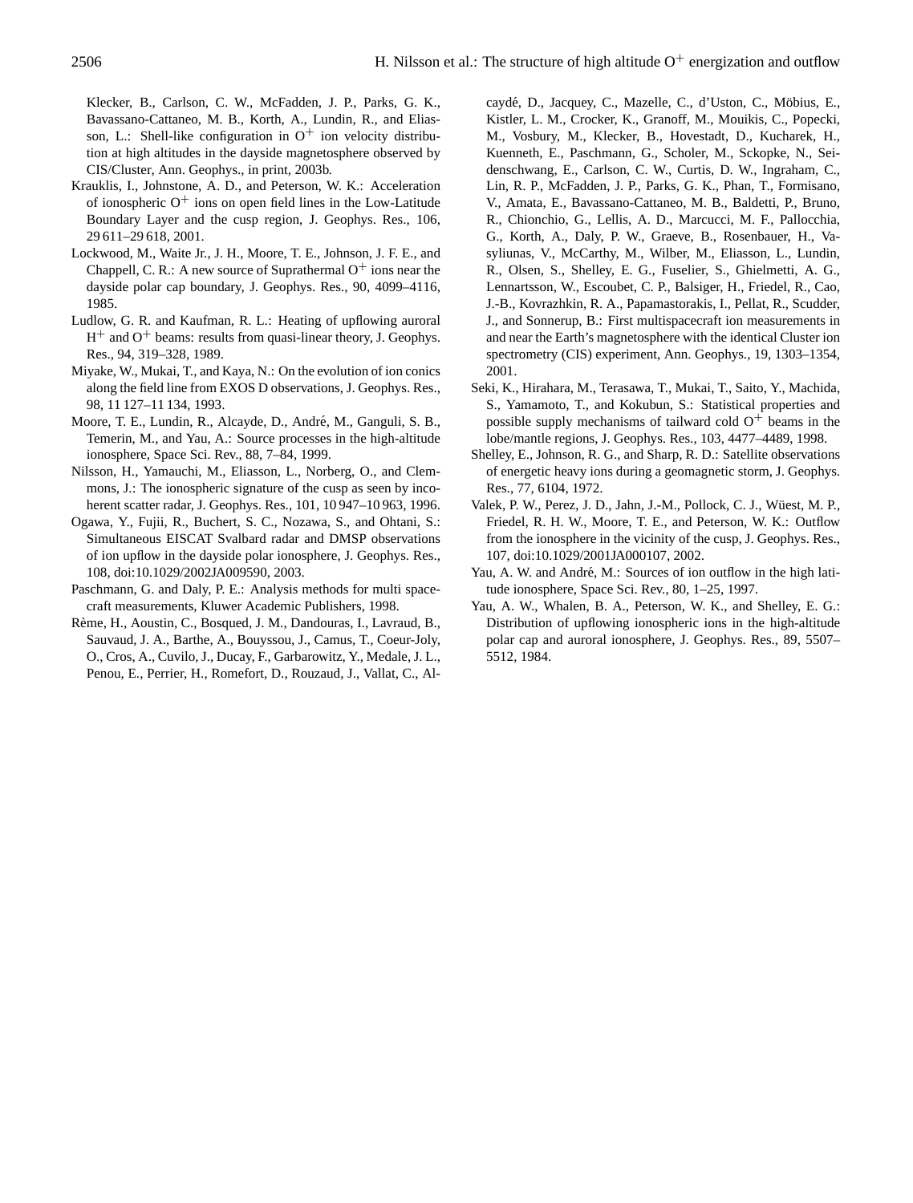Klecker, B., Carlson, C. W., McFadden, J. P., Parks, G. K., Bavassano-Cattaneo, M. B., Korth, A., Lundin, R., and Eliasson, L.: Shell-like configuration in $O^+$ ion velocity distribution at high altitudes in the dayside magnetosphere observed by CIS/Cluster, Ann. Geophys., in print, 2003b.

Krauklis, I., Johnstone, A. D., and Peterson, W. K.: Acceleration of ionospheric $O^+$ ions on open field lines in the Low-Latitude Boundary Layer and the cusp region, J. Geophys. Res., 106, 29 611–29 618, 2001.

Lockwood, M., Waite Jr., J. H., Moore, T. E., Johnson, J. F. E., and Chappell, C. R.: A new source of Suprathermal $O^+$ ions near the dayside polar cap boundary, J. Geophys. Res., 90, 4099–4116, 1985.

Ludlow, G. R. and Kaufman, R. L.: Heating of upflowing auroral $H^+$ and $O^+$ beams: results from quasi-linear theory, J. Geophys. Res., 94, 319–328, 1989.

Miyake, W., Mukai, T., and Kaya, N.: On the evolution of ion conics along the field line from EXOS D observations, J. Geophys. Res., 98, 11 127–11 134, 1993.

Moore, T. E., Lundin, R., Alcayde, D., André, M., Ganguli, S. B., Temerin, M., and Yau, A.: Source processes in the high-altitude ionosphere, Space Sci. Rev., 88, 7–84, 1999.

Nilsson, H., Yamauchi, M., Eliasson, L., Norberg, O., and Clemmons, J.: The ionospheric signature of the cusp as seen by incoherent scatter radar, J. Geophys. Res., 101, 10 947–10 963, 1996.

Ogawa, Y., Fujii, R., Buchert, S. C., Nozawa, S., and Ohtani, S.: Simultaneous EISCAT Svalbard radar and DMSP observations of ion upflow in the dayside polar ionosphere, J. Geophys. Res., 108, doi:10.1029/2002JA009590, 2003.

Paschmann, G. and Daly, P. E.: Analysis methods for multi spacecraft measurements, Kluwer Academic Publishers, 1998.

Rème, H., Aoustin, C., Bosqued, J. M., Dandouras, I., Lavraud, B., Sauvaud, J. A., Barthe, A., Bouyssou, J., Camus, T., Coeur-Joly, O., Cros, A., Cuvilo, J., Ducay, F., Garbarowitz, Y., Medale, J. L., Penou, E., Perrier, H., Romefort, D., Rouzaud, J., Vallat, C., Alcaydé, D., Jacquey, C., Mazelle, C., d'Uston, C., Möbius, E., Kistler, L. M., Crocker, K., Granoff, M., Mouikis, C., Popecki, M., Vosbury, M., Klecker, B., Hovestadt, D., Kucharek, H., Kuenneth, E., Paschmann, G., Scholer, M., Sckopke, N., Seidenschwang, E., Carlson, C. W., Curtis, D. W., Ingraham, C., Lin, R. P., McFadden, J. P., Parks, G. K., Phan, T., Formisano, V., Amata, E., Bavassano-Cattaneo, M. B., Baldetti, P., Bruno, R., Chionchio, G., Lellis, A. D., Marcucci, M. F., Pallocchia, G., Korth, A., Daly, P. W., Graeve, B., Rosenbauer, H., Vasyliunas, V., McCarthy, M., Wilber, M., Eliasson, L., Lundin, R., Olsen, S., Shelley, E. G., Fuselier, S., Ghielmetti, A. G., Lennartsson, W., Escoubet, C. P., Balsiger, H., Friedel, R., Cao, J.-B., Kovrazhkin, R. A., Papamastorakis, I., Pellat, R., Scudder, J., and Sonnerup, B.: First multispacecraft ion measurements in and near the Earth's magnetosphere with the identical Cluster ion spectrometry (CIS) experiment, Ann. Geophys., 19, 1303–1354, 2001.

Seki, K., Hirahara, M., Terasawa, T., Mukai, T., Saito, Y., Machida, S., Yamamoto, T., and Kokubun, S.: Statistical properties and possible supply mechanisms of tailward cold $O^+$ beams in the lobe/mantle regions, J. Geophys. Res., 103, 4477–4489, 1998.

Shelley, E., Johnson, R. G., and Sharp, R. D.: Satellite observations of energetic heavy ions during a geomagnetic storm, J. Geophys. Res., 77, 6104, 1972.

Valek, P. W., Perez, J. D., Jahn, J.-M., Pollock, C. J., Wüest, M. P., Friedel, R. H. W., Moore, T. E., and Peterson, W. K.: Outflow from the ionosphere in the vicinity of the cusp, J. Geophys. Res., 107, doi:10.1029/2001JA000107, 2002.

Yau, A. W. and André, M.: Sources of ion outflow in the high latitude ionosphere, Space Sci. Rev., 80, 1–25, 1997.

Yau, A. W., Whalen, B. A., Peterson, W. K., and Shelley, E. G.: Distribution of upflowing ionospheric ions in the high-altitude polar cap and auroral ionosphere, J. Geophys. Res., 89, 5507–5512, 1984.